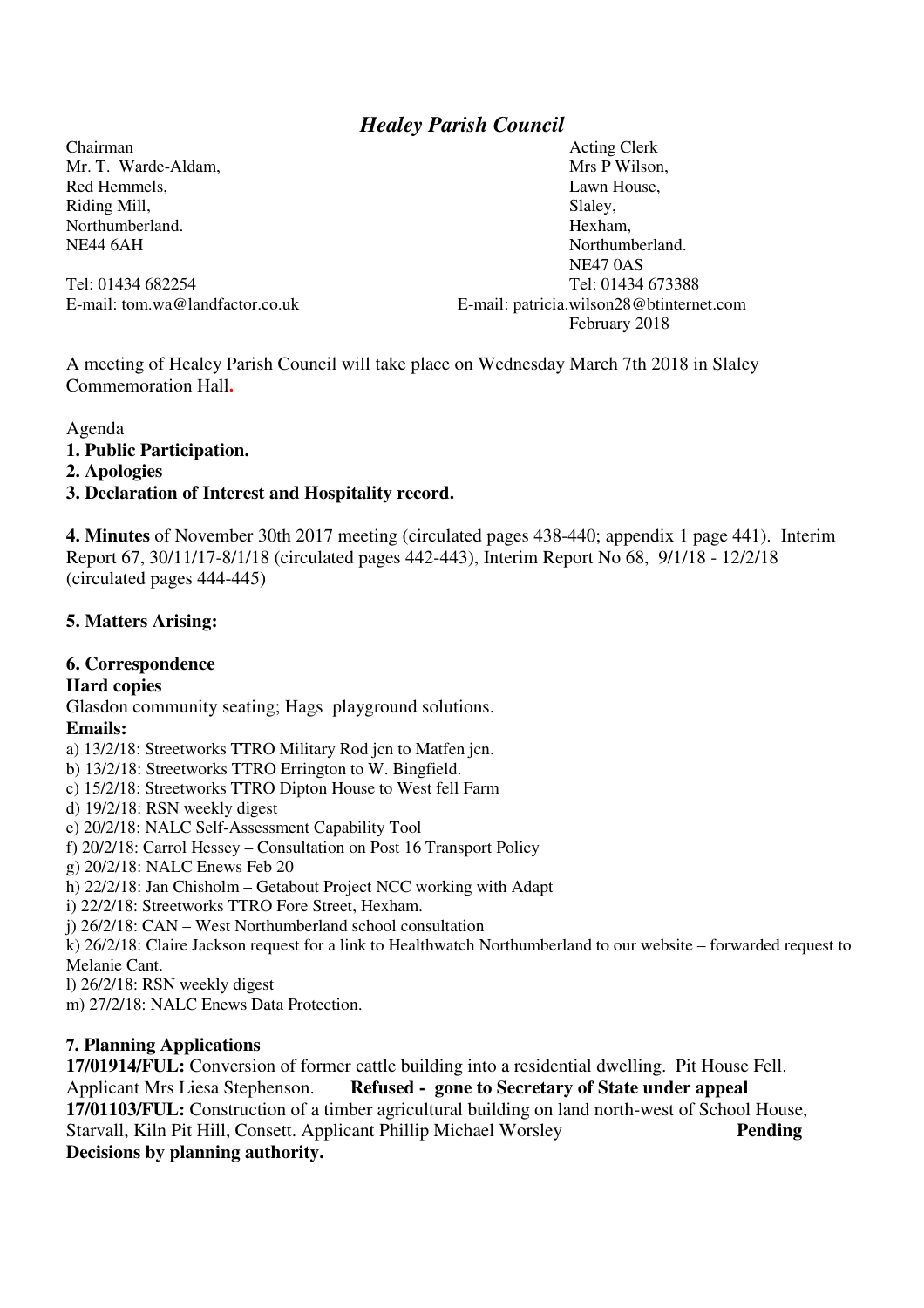# *Healey Parish Council*

Chairman
Mr. T. Warde-Aldam,
Red Hemmels,
Riding Mill,
Northumberland.
NE44 6AH

Tel: 01434 682254
E-mail: tom.wa@landfactor.co.uk

Acting Clerk
Mrs P Wilson,
Lawn House,
Slaley,
Hexham,
Northumberland.
NE47 0AS
Tel: 01434 673388
E-mail: patricia.wilson28@btinternet.com
February 2018

A meeting of Healey Parish Council will take place on Wednesday March 7th 2018 in Slaley Commemoration Hall**.**

Agenda

**1. Public Participation.**

**2. Apologies**

**3. Declaration of Interest and Hospitality record.**

**4. Minutes** of November 30th 2017 meeting (circulated pages 438-440; appendix 1 page 441). Interim Report 67, 30/11/17-8/1/18 (circulated pages 442-443), Interim Report No 68, 9/1/18 - 12/2/18 (circulated pages 444-445)

**5. Matters Arising:**

**6. Correspondence**

**Hard copies**

Glasdon community seating; Hags playground solutions.

**Emails:**

a) 13/2/18: Streetworks TTRO Military Rod jcn to Matfen jcn.
b) 13/2/18: Streetworks TTRO Errington to W. Bingfield.
c) 15/2/18: Streetworks TTRO Dipton House to West fell Farm
d) 19/2/18: RSN weekly digest
e) 20/2/18: NALC Self-Assessment Capability Tool
f) 20/2/18: Carrol Hessey – Consultation on Post 16 Transport Policy
g) 20/2/18: NALC Enews Feb 20
h) 22/2/18: Jan Chisholm – Getabout Project NCC working with Adapt
i) 22/2/18: Streetworks TTRO Fore Street, Hexham.
j) 26/2/18: CAN – West Northumberland school consultation
k) 26/2/18: Claire Jackson request for a link to Healthwatch Northumberland to our website – forwarded request to Melanie Cant.
l) 26/2/18: RSN weekly digest
m) 27/2/18: NALC Enews Data Protection.

**7. Planning Applications**

**17/01914/FUL:** Conversion of former cattle building into a residential dwelling. Pit House Fell. Applicant Mrs Liesa Stephenson. **Refused - gone to Secretary of State under appeal**

**17/01103/FUL:** Construction of a timber agricultural building on land north-west of School House, Starvall, Kiln Pit Hill, Consett. Applicant Phillip Michael Worsley **Pending**

**Decisions by planning authority.**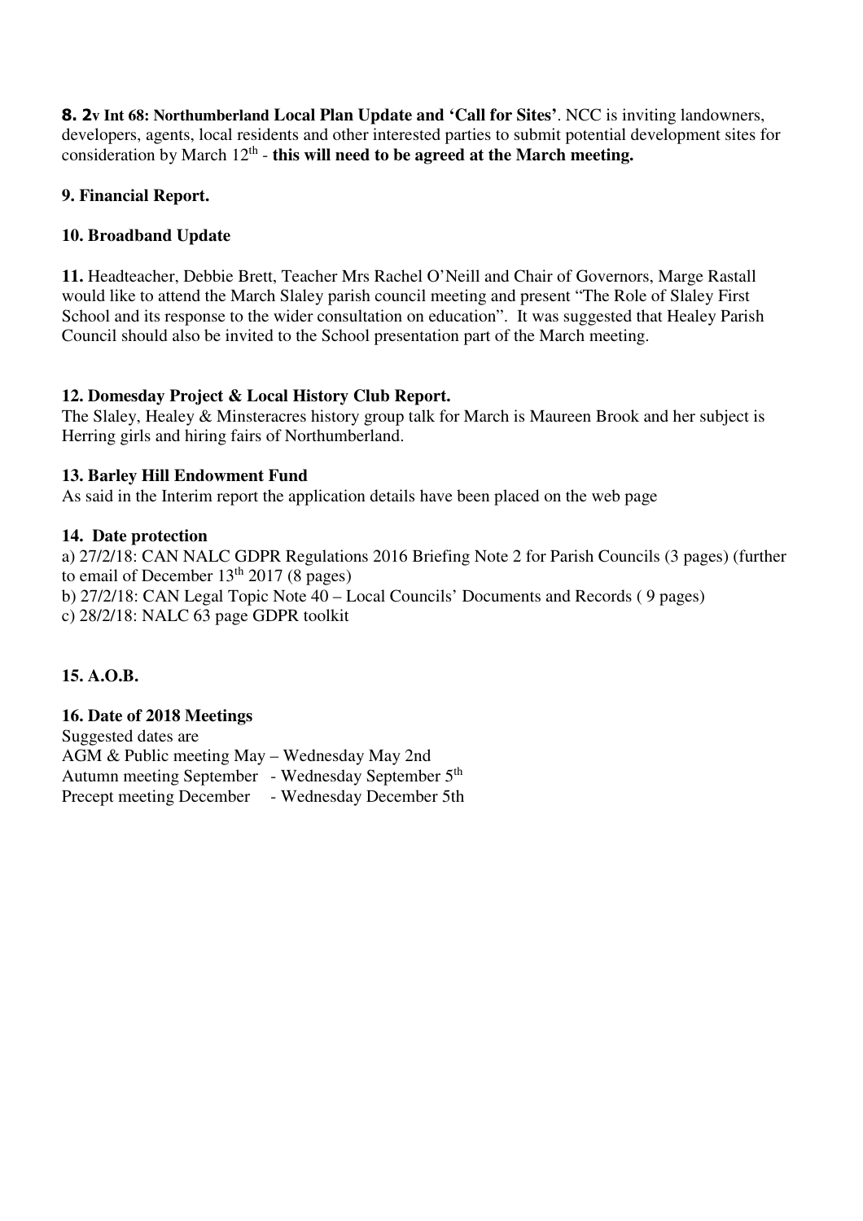**8. 2v Int 68: Northumberland Local Plan Update and 'Call for Sites'**. NCC is inviting landowners, developers, agents, local residents and other interested parties to submit potential development sites for consideration by March 12th - **this will need to be agreed at the March meeting.**

**9. Financial Report.**

**10. Broadband Update**

**11.** Headteacher, Debbie Brett, Teacher Mrs Rachel O'Neill and Chair of Governors, Marge Rastall would like to attend the March Slaley parish council meeting and present "The Role of Slaley First School and its response to the wider consultation on education". It was suggested that Healey Parish Council should also be invited to the School presentation part of the March meeting.

**12. Domesday Project & Local History Club Report.**

The Slaley, Healey & Minsteracres history group talk for March is Maureen Brook and her subject is Herring girls and hiring fairs of Northumberland.

**13. Barley Hill Endowment Fund**

As said in the Interim report the application details have been placed on the web page

**14. Date protection**

a) 27/2/18: CAN NALC GDPR Regulations 2016 Briefing Note 2 for Parish Councils (3 pages) (further to email of December 13th 2017 (8 pages)

b) 27/2/18: CAN Legal Topic Note 40 – Local Councils' Documents and Records ( 9 pages)

c) 28/2/18: NALC 63 page GDPR toolkit

**15. A.O.B.**

**16. Date of 2018 Meetings**

Suggested dates are

AGM & Public meeting May – Wednesday May 2nd

Autumn meeting September - Wednesday September 5th

Precept meeting December - Wednesday December 5th